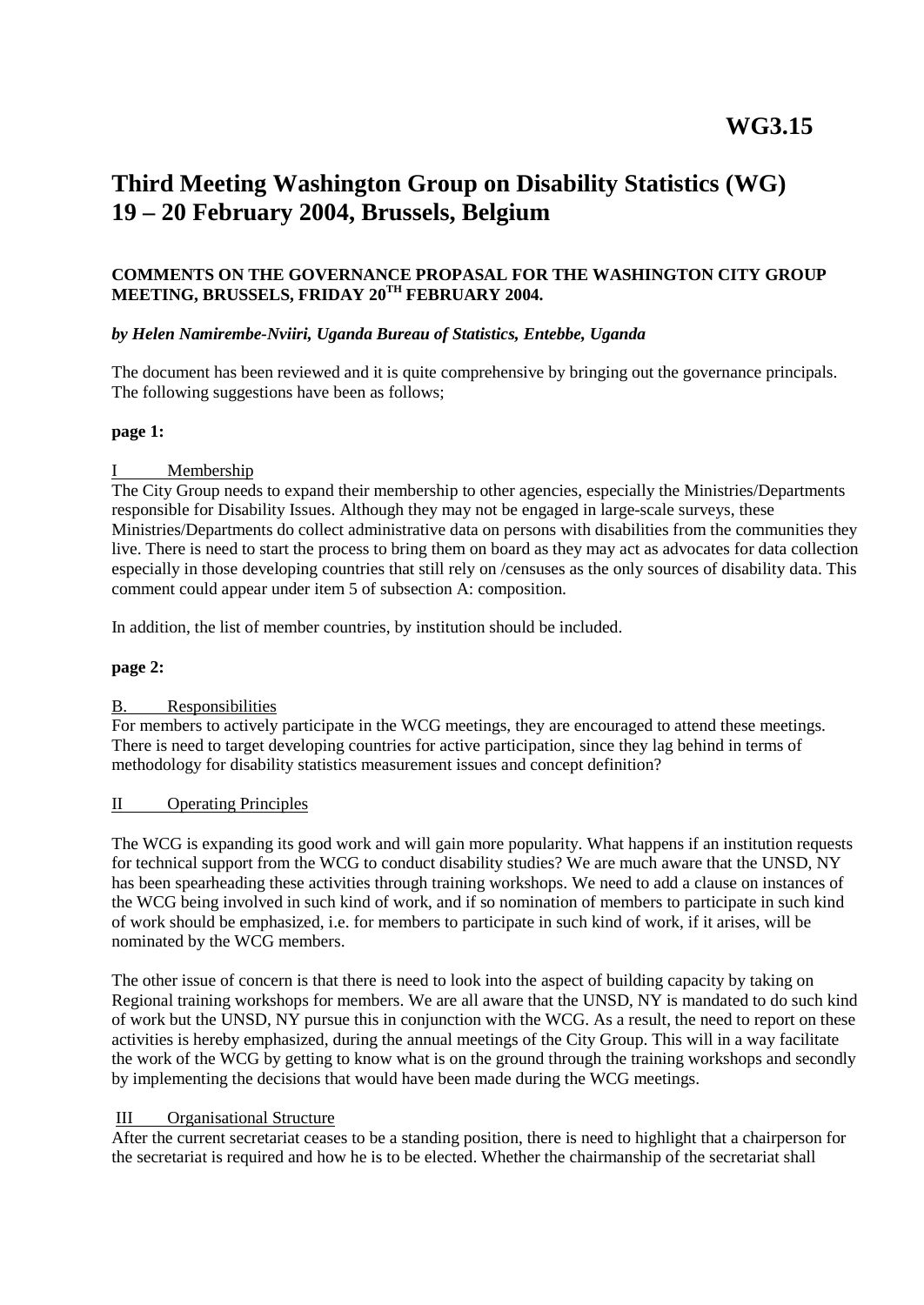**WG3.15**

# Third Meeting Washington Group on Disability Statistics (WG) 19 – 20 February 2004, Brussels, Belgium

**COMMENTS ON THE GOVERNANCE PROPASAL FOR THE WASHINGTON CITY GROUP MEETING, BRUSSELS, FRIDAY 20TH FEBRUARY 2004.**

***by Helen Namirembe-Nviiri, Uganda Bureau of Statistics, Entebbe, Uganda***

The document has been reviewed and it is quite comprehensive by bringing out the governance principals. The following suggestions have been as follows;

**page 1:**

I Membership

The City Group needs to expand their membership to other agencies, especially the Ministries/Departments responsible for Disability Issues. Although they may not be engaged in large-scale surveys, these Ministries/Departments do collect administrative data on persons with disabilities from the communities they live. There is need to start the process to bring them on board as they may act as advocates for data collection especially in those developing countries that still rely on /censuses as the only sources of disability data. This comment could appear under item 5 of subsection A: composition.

In addition, the list of member countries, by institution should be included.

**page 2:**

B. Responsibilities

For members to actively participate in the WCG meetings, they are encouraged to attend these meetings. There is need to target developing countries for active participation, since they lag behind in terms of methodology for disability statistics measurement issues and concept definition?

II Operating Principles

The WCG is expanding its good work and will gain more popularity. What happens if an institution requests for technical support from the WCG to conduct disability studies? We are much aware that the UNSD, NY has been spearheading these activities through training workshops. We need to add a clause on instances of the WCG being involved in such kind of work, and if so nomination of members to participate in such kind of work should be emphasized, i.e. for members to participate in such kind of work, if it arises, will be nominated by the WCG members.

The other issue of concern is that there is need to look into the aspect of building capacity by taking on Regional training workshops for members. We are all aware that the UNSD, NY is mandated to do such kind of work but the UNSD, NY pursue this in conjunction with the WCG. As a result, the need to report on these activities is hereby emphasized, during the annual meetings of the City Group. This will in a way facilitate the work of the WCG by getting to know what is on the ground through the training workshops and secondly by implementing the decisions that would have been made during the WCG meetings.

III Organisational Structure

After the current secretariat ceases to be a standing position, there is need to highlight that a chairperson for the secretariat is required and how he is to be elected. Whether the chairmanship of the secretariat shall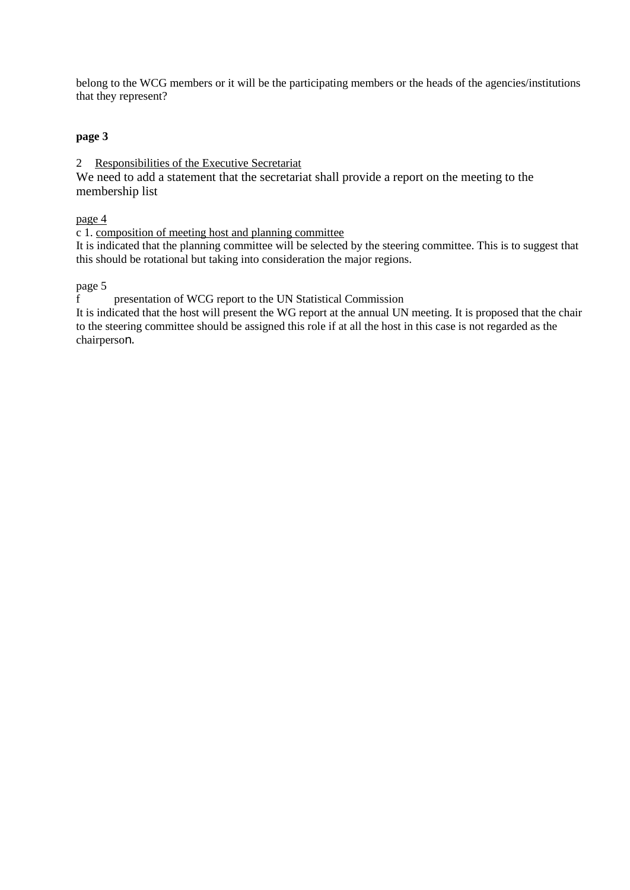belong to the WCG members or it will be the participating members or the heads of the agencies/institutions that they represent?

**page 3**

2 Responsibilities of the Executive Secretariat

We need to add a statement that the secretariat shall provide a report on the meeting to the membership list

page 4

c 1. composition of meeting host and planning committee

It is indicated that the planning committee will be selected by the steering committee. This is to suggest that this should be rotational but taking into consideration the major regions.

page 5

f presentation of WCG report to the UN Statistical Commission

It is indicated that the host will present the WG report at the annual UN meeting. It is proposed that the chair to the steering committee should be assigned this role if at all the host in this case is not regarded as the chairperson.